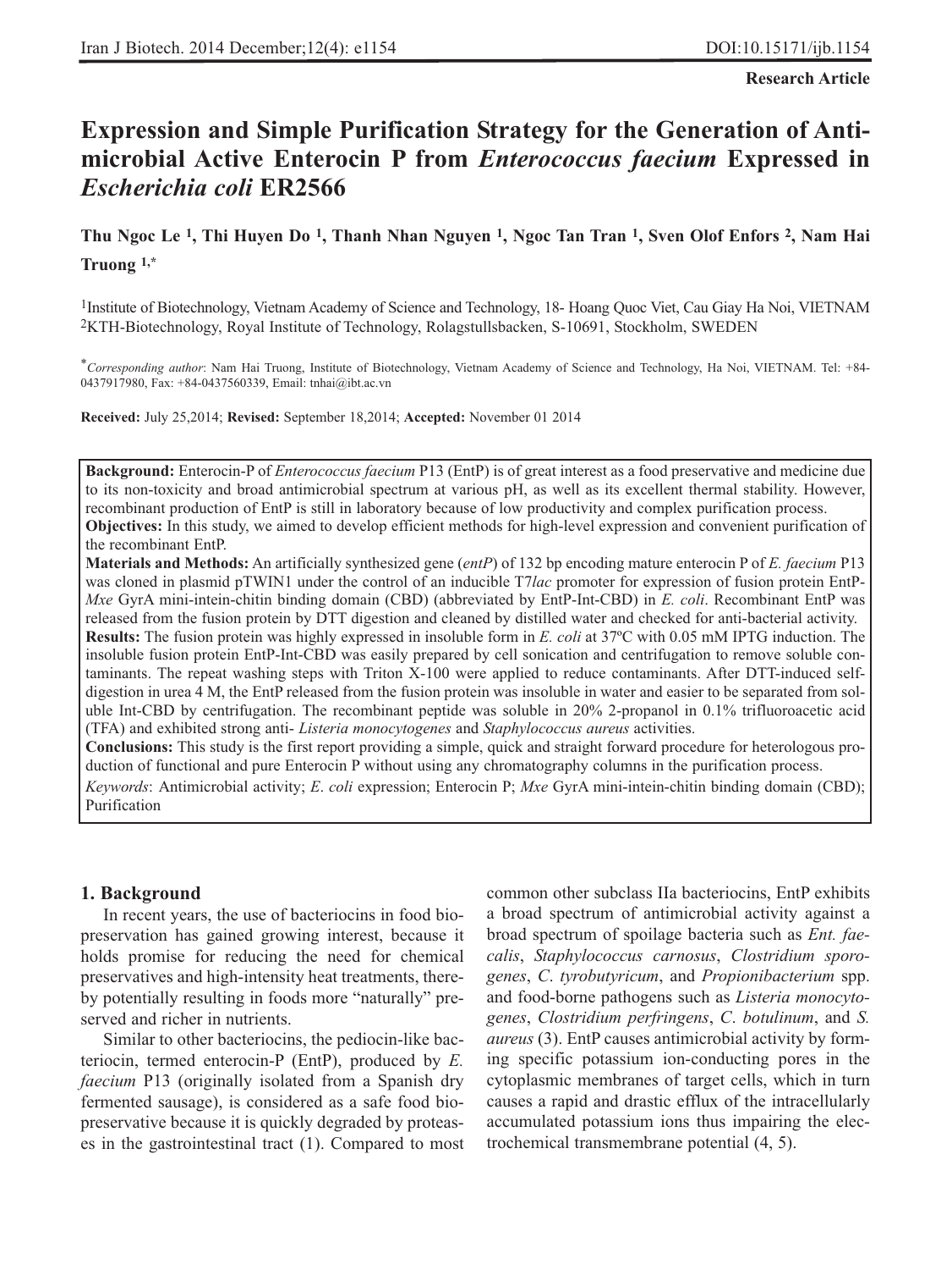**Research Article**

# Expression and Simple Purification Strategy for the Generation of Anti-microbial Active Enterocin P from *Enterococcus faecium* Expressed in *Escherichia coli* ER2566

**Thu Ngoc Le [1], Thi Huyen Do [1], Thanh Nhan Nguyen [1], Ngoc Tan Tran [1], Sven Olof Enfors [2], Nam Hai Truong [1,*]**

[1]Institute of Biotechnology, Vietnam Academy of Science and Technology, 18- Hoang Quoc Viet, Cau Giay Ha Noi, VIETNAM
[2]KTH-Biotechnology, Royal Institute of Technology, Rolagstullsbacken, S-10691, Stockholm, SWEDEN

[*]*Corresponding author*: Nam Hai Truong, Institute of Biotechnology, Vietnam Academy of Science and Technology, Ha Noi, VIETNAM. Tel: +84-0437917980, Fax: +84-0437560339, Email: tnhai@ibt.ac.vn

**Received:** July 25,2014; **Revised:** September 18,2014; **Accepted:** November 01 2014

**Background:** Enterocin-P of *Enterococcus faecium* P13 (EntP) is of great interest as a food preservative and medicine due to its non-toxicity and broad antimicrobial spectrum at various pH, as well as its excellent thermal stability. However, recombinant production of EntP is still in laboratory because of low productivity and complex purification process.

**Objectives:** In this study, we aimed to develop efficient methods for high-level expression and convenient purification of the recombinant EntP.

**Materials and Methods:** An artificially synthesized gene (*entP*) of 132 bp encoding mature enterocin P of *E. faecium* P13 was cloned in plasmid pTWIN1 under the control of an inducible T7*lac* promoter for expression of fusion protein EntP-*Mxe* GyrA mini-intein-chitin binding domain (CBD) (abbreviated by EntP-Int-CBD) in *E. coli*. Recombinant EntP was released from the fusion protein by DTT digestion and cleaned by distilled water and checked for anti-bacterial activity.

**Results:** The fusion protein was highly expressed in insoluble form in *E. coli* at 37ºC with 0.05 mM IPTG induction. The insoluble fusion protein EntP-Int-CBD was easily prepared by cell sonication and centrifugation to remove soluble contaminants. The repeat washing steps with Triton X-100 were applied to reduce contaminants. After DTT-induced self-digestion in urea 4 M, the EntP released from the fusion protein was insoluble in water and easier to be separated from soluble Int-CBD by centrifugation. The recombinant peptide was soluble in 20% 2-propanol in 0.1% trifluoroacetic acid (TFA) and exhibited strong anti- *Listeria monocytogenes* and *Staphylococcus aureus* activities.

**Conclusions:** This study is the first report providing a simple, quick and straight forward procedure for heterologous production of functional and pure Enterocin P without using any chromatography columns in the purification process.

*Keywords*: Antimicrobial activity; *E. coli* expression; Enterocin P; *Mxe* GyrA mini-intein-chitin binding domain (CBD); Purification

## 1. Background

In recent years, the use of bacteriocins in food biopreservation has gained growing interest, because it holds promise for reducing the need for chemical preservatives and high-intensity heat treatments, thereby potentially resulting in foods more "naturally" preserved and richer in nutrients.

Similar to other bacteriocins, the pediocin-like bacteriocin, termed enterocin-P (EntP), produced by *E. faecium* P13 (originally isolated from a Spanish dry fermented sausage), is considered as a safe food biopreservative because it is quickly degraded by proteases in the gastrointestinal tract (1). Compared to most common other subclass IIa bacteriocins, EntP exhibits a broad spectrum of antimicrobial activity against a broad spectrum of spoilage bacteria such as *Ent. faecalis*, *Staphylococcus carnosus*, *Clostridium sporogenes*, *C. tyrobutyricum*, and *Propionibacterium* spp. and food-borne pathogens such as *Listeria monocytogenes*, *Clostridium perfringens*, *C. botulinum*, and *S. aureus* (3). EntP causes antimicrobial activity by forming specific potassium ion-conducting pores in the cytoplasmic membranes of target cells, which in turn causes a rapid and drastic efflux of the intracellularly accumulated potassium ions thus impairing the electrochemical transmembrane potential (4, 5).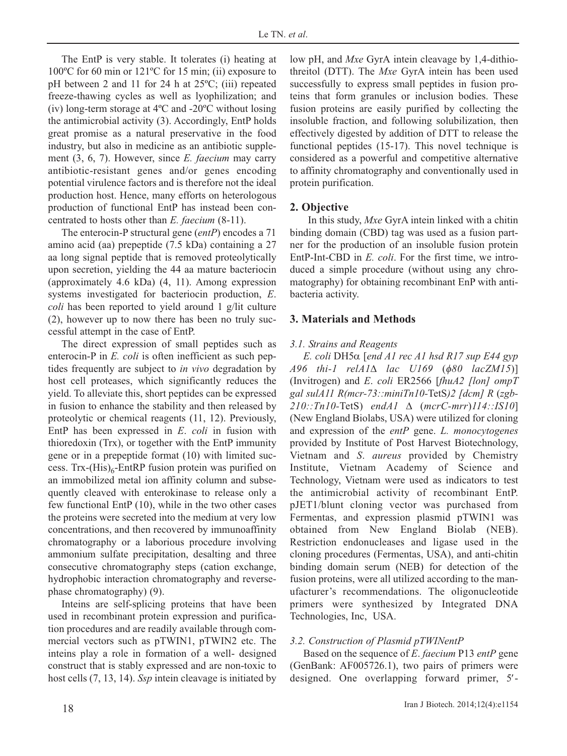The EntP is very stable. It tolerates (i) heating at 100ºC for 60 min or 121ºC for 15 min; (ii) exposure to pH between 2 and 11 for 24 h at 25ºC; (iii) repeated freeze-thawing cycles as well as lyophilization; and (iv) long-term storage at 4ºC and -20ºC without losing the antimicrobial activity (3). Accordingly, EntP holds great promise as a natural preservative in the food industry, but also in medicine as an antibiotic supplement (3, 6, 7). However, since *E. faecium* may carry antibiotic-resistant genes and/or genes encoding potential virulence factors and is therefore not the ideal production host. Hence, many efforts on heterologous production of functional EntP has instead been concentrated to hosts other than *E. faecium* (8-11).

The enterocin-P structural gene (*entP*) encodes a 71 amino acid (aa) prepeptide (7.5 kDa) containing a 27 aa long signal peptide that is removed proteolytically upon secretion, yielding the 44 aa mature bacteriocin (approximately 4.6 kDa) (4, 11). Among expression systems investigated for bacteriocin production, *E. coli* has been reported to yield around 1 g/lit culture (2), however up to now there has been no truly successful attempt in the case of EntP.

The direct expression of small peptides such as enterocin-P in *E. coli* is often inefficient as such peptides frequently are subject to *in vivo* degradation by host cell proteases, which significantly reduces the yield. To alleviate this, short peptides can be expressed in fusion to enhance the stability and then released by proteolytic or chemical reagents (11, 12). Previously, EntP has been expressed in *E. coli* in fusion with thioredoxin (Trx), or together with the EntP immunity gene or in a prepeptide format (10) with limited success. Trx-(His)$_6$-EntRP fusion protein was purified on an immobilized metal ion affinity column and subsequently cleaved with enterokinase to release only a few functional EntP (10), while in the two other cases the proteins were secreted into the medium at very low concentrations, and then recovered by immunoaffinity chromatography or a laborious procedure involving ammonium sulfate precipitation, desalting and three consecutive chromatography steps (cation exchange, hydrophobic interaction chromatography and reverse-phase chromatography) (9).

Inteins are self-splicing proteins that have been used in recombinant protein expression and purification procedures and are readily available through commercial vectors such as pTWIN1, pTWIN2 etc. The inteins play a role in formation of a well- designed construct that is stably expressed and are non-toxic to host cells (7, 13, 14). *Ssp* intein cleavage is initiated by low pH, and *Mxe* GyrA intein cleavage by 1,4-dithiothreitol (DTT). The *Mxe* GyrA intein has been used successfully to express small peptides in fusion proteins that form granules or inclusion bodies. These fusion proteins are easily purified by collecting the insoluble fraction, and following solubilization, then effectively digested by addition of DTT to release the functional peptides (15-17). This novel technique is considered as a powerful and competitive alternative to affinity chromatography and conventionally used in protein purification.

## 2. Objective

In this study, *Mxe* GyrA intein linked with a chitin binding domain (CBD) tag was used as a fusion partner for the production of an insoluble fusion protein EntP-Int-CBD in *E. coli*. For the first time, we introduced a simple procedure (without using any chromatography) for obtaining recombinant EnP with antibacteria activity.

## 3. Materials and Methods

### 3.1. Strains and Reagents

*E. coli* DH5α [*end A1 rec A1 hsd R17 sup E44 gyp A96 thi-1 relA1Δ lac U169* (*ϕ80 lacZM15*)] (Invitrogen) and *E. coli* ER2566 [*fhuA2 [lon] ompT gal sulA11 R(mcr-73::miniTn10-*TetS*)2 [dcm] R* (*zgb-210::Tn10*-TetS) *endA1* Δ (*mcrC-mrr*)*114::IS10*] (New England Biolabs, USA) were utilized for cloning and expression of the *entP* gene. *L. monocytogenes* provided by Institute of Post Harvest Biotechnology, Vietnam and *S. aureus* provided by Chemistry Institute, Vietnam Academy of Science and Technology, Vietnam were used as indicators to test the antimicrobial activity of recombinant EntP. pJET1/blunt cloning vector was purchased from Fermentas, and expression plasmid pTWIN1 was obtained from New England Biolab (NEB). Restriction endonucleases and ligase used in the cloning procedures (Fermentas, USA), and anti-chitin binding domain serum (NEB) for detection of the fusion proteins, were all utilized according to the manufacturer's recommendations. The oligonucleotide primers were synthesized by Integrated DNA Technologies, Inc, USA.

### 3.2. Construction of Plasmid pTWINentP

Based on the sequence of *E. faecium* P13 *entP* gene (GenBank: AF005726.1), two pairs of primers were designed. One overlapping forward primer, 5′-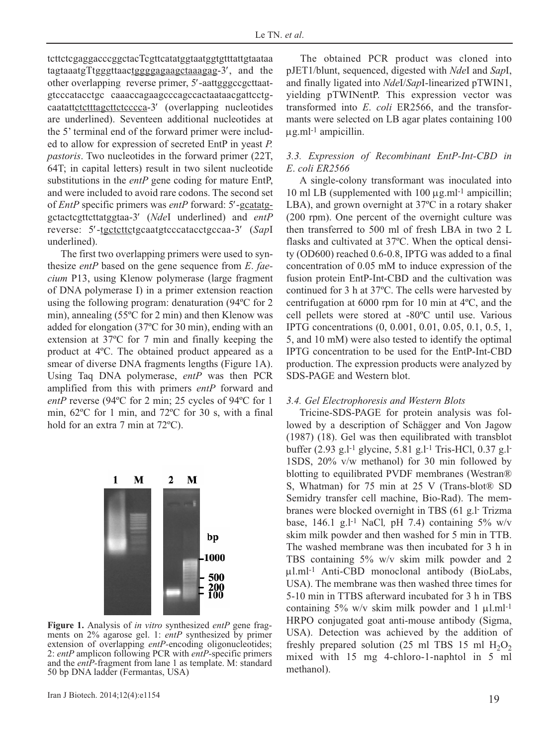tcttctcgaggacccggctacTcgttcatatggtaatggtgtttattgtaataa tagtaaatgTtgggttaactggggagaagctaaagag-3′, and the other overlapping reverse primer, 5′-aattgggccgcttaatgtcccatacctgc caaaccagaagcccagccactaataacgattcctgcaatattctctttagcttctcccca-3′ (overlapping nucleotides are underlined). Seventeen additional nucleotides at the 5' terminal end of the forward primer were included to allow for expression of secreted EntP in yeast *P. pastoris*. Two nucleotides in the forward primer (22T, 64T; in capital letters) result in two silent nucleotide substitutions in the *entP* gene coding for mature EntP, and were included to avoid rare codons. The second set of *EntP* specific primers was *entP* forward: 5′-gcatatggctactcgttcttatggtaa-3′ (*Nde*I underlined) and *entP* reverse: 5′-tgctcttctgcaatgtcccatacctgccaa-3′ (*Sap*I underlined).

The first two overlapping primers were used to synthesize *entP* based on the gene sequence from *E. faecium* P13, using Klenow polymerase (large fragment of DNA polymerase I) in a primer extension reaction using the following program: denaturation (94ºC for 2 min), annealing (55ºC for 2 min) and then Klenow was added for elongation (37ºC for 30 min), ending with an extension at 37ºC for 7 min and finally keeping the product at 4ºC. The obtained product appeared as a smear of diverse DNA fragments lengths (Figure 1A). Using Taq DNA polymerase, *entP* was then PCR amplified from this with primers *entP* forward and *entP* reverse (94ºC for 2 min; 25 cycles of 94ºC for 1 min, 62ºC for 1 min, and 72ºC for 30 s, with a final hold for an extra 7 min at 72ºC).

**Figure 1.** Analysis of *in vitro* synthesized *entP* gene fragments on 2% agarose gel. 1: *entP* synthesized by primer extension of overlapping *entP*-encoding oligonucleotides; 2: *entP* amplicon following PCR with *entP*-specific primers and the *entP*-fragment from lane 1 as template. M: standard 50 bp DNA ladder (Fermantas, USA)

The obtained PCR product was cloned into pJET1/blunt, sequenced, digested with *Nde*I and *Sap*I, and finally ligated into *Nde*I/*Sap*I-linearized pTWIN1, yielding pTWINentP. This expression vector was transformed into *E. coli* ER2566, and the transformants were selected on LB agar plates containing 100 μg.ml[-1] ampicillin.

### 3.3. Expression of Recombinant EntP-Int-CBD in *E. coli* ER2566

A single-colony transformant was inoculated into 10 ml LB (supplemented with 100 μg.ml[-1] ampicillin; LBA), and grown overnight at 37ºC in a rotary shaker (200 rpm). One percent of the overnight culture was then transferred to 500 ml of fresh LBA in two 2 L flasks and cultivated at 37ºC. When the optical density (OD600) reached 0.6-0.8, IPTG was added to a final concentration of 0.05 mM to induce expression of the fusion protein EntP-Int-CBD and the cultivation was continued for 3 h at 37ºC. The cells were harvested by centrifugation at 6000 rpm for 10 min at 4ºC, and the cell pellets were stored at -80ºC until use. Various IPTG concentrations (0, 0.001, 0.01, 0.05, 0.1, 0.5, 1, 5, and 10 mM) were also tested to identify the optimal IPTG concentration to be used for the EntP-Int-CBD production. The expression products were analyzed by SDS-PAGE and Western blot.

### 3.4. Gel Electrophoresis and Western Blots

Tricine-SDS-PAGE for protein analysis was followed by a description of Schägger and Von Jagow (1987) (18). Gel was then equilibrated with transblot buffer (2.93 g.l[-1] glycine, 5.81 g.l[-1] Tris-HCl, 0.37 g.l-1SDS, 20% v/w methanol) for 30 min followed by blotting to equilibrated PVDF membranes (Westran® S, Whatman) for 75 min at 25 V (Trans-blot® SD Semidry transfer cell machine, Bio-Rad). The membranes were blocked overnight in TBS (61 g.l- Trizma base, 146.1 g.l[-1] NaCl, pH 7.4) containing 5% w/v skim milk powder and then washed for 5 min in TTB. The washed membrane was then incubated for 3 h in TBS containing 5% w/v skim milk powder and 2 μl.ml[-1] Anti-CBD monoclonal antibody (BioLabs, USA). The membrane was then washed three times for 5-10 min in TTBS afterward incubated for 3 h in TBS containing 5% w/v skim milk powder and 1 μl.ml[-1] HRPO conjugated goat anti-mouse antibody (Sigma, USA). Detection was achieved by the addition of freshly prepared solution (25 ml TBS 15 ml $H_2O_2$ mixed with 15 mg 4-chloro-1-naphtol in 5 ml methanol).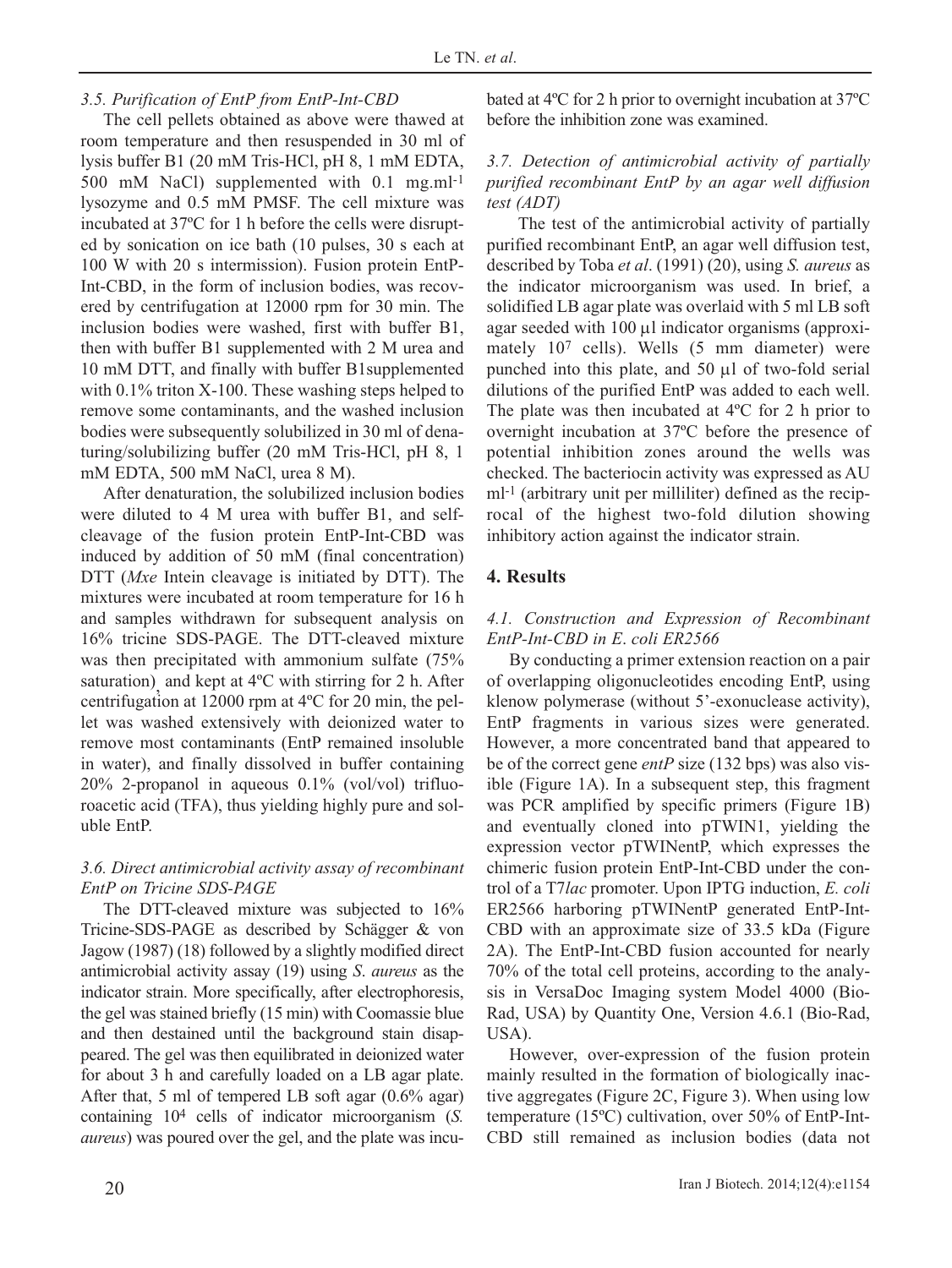### 3.5. Purification of EntP from EntP-Int-CBD

The cell pellets obtained as above were thawed at room temperature and then resuspended in 30 ml of lysis buffer B1 (20 mM Tris-HCl, pH 8, 1 mM EDTA, 500 mM NaCl) supplemented with 0.1 mg.ml$^{-1}$ lysozyme and 0.5 mM PMSF. The cell mixture was incubated at 37ºC for 1 h before the cells were disrupted by sonication on ice bath (10 pulses, 30 s each at 100 W with 20 s intermission). Fusion protein EntP-Int-CBD, in the form of inclusion bodies, was recovered by centrifugation at 12000 rpm for 30 min. The inclusion bodies were washed, first with buffer B1, then with buffer B1 supplemented with 2 M urea and 10 mM DTT, and finally with buffer B1supplemented with 0.1% triton X-100. These washing steps helped to remove some contaminants, and the washed inclusion bodies were subsequently solubilized in 30 ml of denaturing/solubilizing buffer (20 mM Tris-HCl, pH 8, 1 mM EDTA, 500 mM NaCl, urea 8 M).

After denaturation, the solubilized inclusion bodies were diluted to 4 M urea with buffer B1, and self-cleavage of the fusion protein EntP-Int-CBD was induced by addition of 50 mM (final concentration) DTT (*Mxe* Intein cleavage is initiated by DTT). The mixtures were incubated at room temperature for 16 h and samples withdrawn for subsequent analysis on 16% tricine SDS-PAGE. The DTT-cleaved mixture was then precipitated with ammonium sulfate (75% saturation), and kept at 4ºC with stirring for 2 h. After centrifugation at 12000 rpm at 4ºC for 20 min, the pellet was washed extensively with deionized water to remove most contaminants (EntP remained insoluble in water), and finally dissolved in buffer containing 20% 2-propanol in aqueous 0.1% (vol/vol) trifluoroacetic acid (TFA), thus yielding highly pure and soluble EntP.

### 3.6. Direct antimicrobial activity assay of recombinant EntP on Tricine SDS-PAGE

The DTT-cleaved mixture was subjected to 16% Tricine-SDS-PAGE as described by Schägger & von Jagow (1987) (18) followed by a slightly modified direct antimicrobial activity assay (19) using *S. aureus* as the indicator strain. More specifically, after electrophoresis, the gel was stained briefly (15 min) with Coomassie blue and then destained until the background stain disappeared. The gel was then equilibrated in deionized water for about 3 h and carefully loaded on a LB agar plate. After that, 5 ml of tempered LB soft agar (0.6% agar) containing $10^4$ cells of indicator microorganism (*S. aureus*) was poured over the gel, and the plate was incubated at 4ºC for 2 h prior to overnight incubation at 37ºC before the inhibition zone was examined.

### 3.7. Detection of antimicrobial activity of partially purified recombinant EntP by an agar well diffusion test (ADT)

The test of the antimicrobial activity of partially purified recombinant EntP, an agar well diffusion test, described by Toba *et al*. (1991) (20), using *S. aureus* as the indicator microorganism was used. In brief, a solidified LB agar plate was overlaid with 5 ml LB soft agar seeded with 100 µl indicator organisms (approximately $10^7$ cells). Wells (5 mm diameter) were punched into this plate, and 50 µl of two-fold serial dilutions of the purified EntP was added to each well. The plate was then incubated at 4ºC for 2 h prior to overnight incubation at 37ºC before the presence of potential inhibition zones around the wells was checked. The bacteriocin activity was expressed as AU ml$^{-1}$ (arbitrary unit per milliliter) defined as the reciprocal of the highest two-fold dilution showing inhibitory action against the indicator strain.

## 4. Results

### 4.1. Construction and Expression of Recombinant EntP-Int-CBD in *E. coli* ER2566

By conducting a primer extension reaction on a pair of overlapping oligonucleotides encoding EntP, using klenow polymerase (without 5'-exonuclease activity), EntP fragments in various sizes were generated. However, a more concentrated band that appeared to be of the correct gene *entP* size (132 bps) was also visible (Figure 1A). In a subsequent step, this fragment was PCR amplified by specific primers (Figure 1B) and eventually cloned into pTWIN1, yielding the expression vector pTWINentP, which expresses the chimeric fusion protein EntP-Int-CBD under the control of a T7*lac* promoter. Upon IPTG induction, *E. coli* ER2566 harboring pTWINentP generated EntP-Int-CBD with an approximate size of 33.5 kDa (Figure 2A). The EntP-Int-CBD fusion accounted for nearly 70% of the total cell proteins, according to the analysis in VersaDoc Imaging system Model 4000 (Bio-Rad, USA) by Quantity One, Version 4.6.1 (Bio-Rad, USA).

However, over-expression of the fusion protein mainly resulted in the formation of biologically inactive aggregates (Figure 2C, Figure 3). When using low temperature (15ºC) cultivation, over 50% of EntP-Int-CBD still remained as inclusion bodies (data not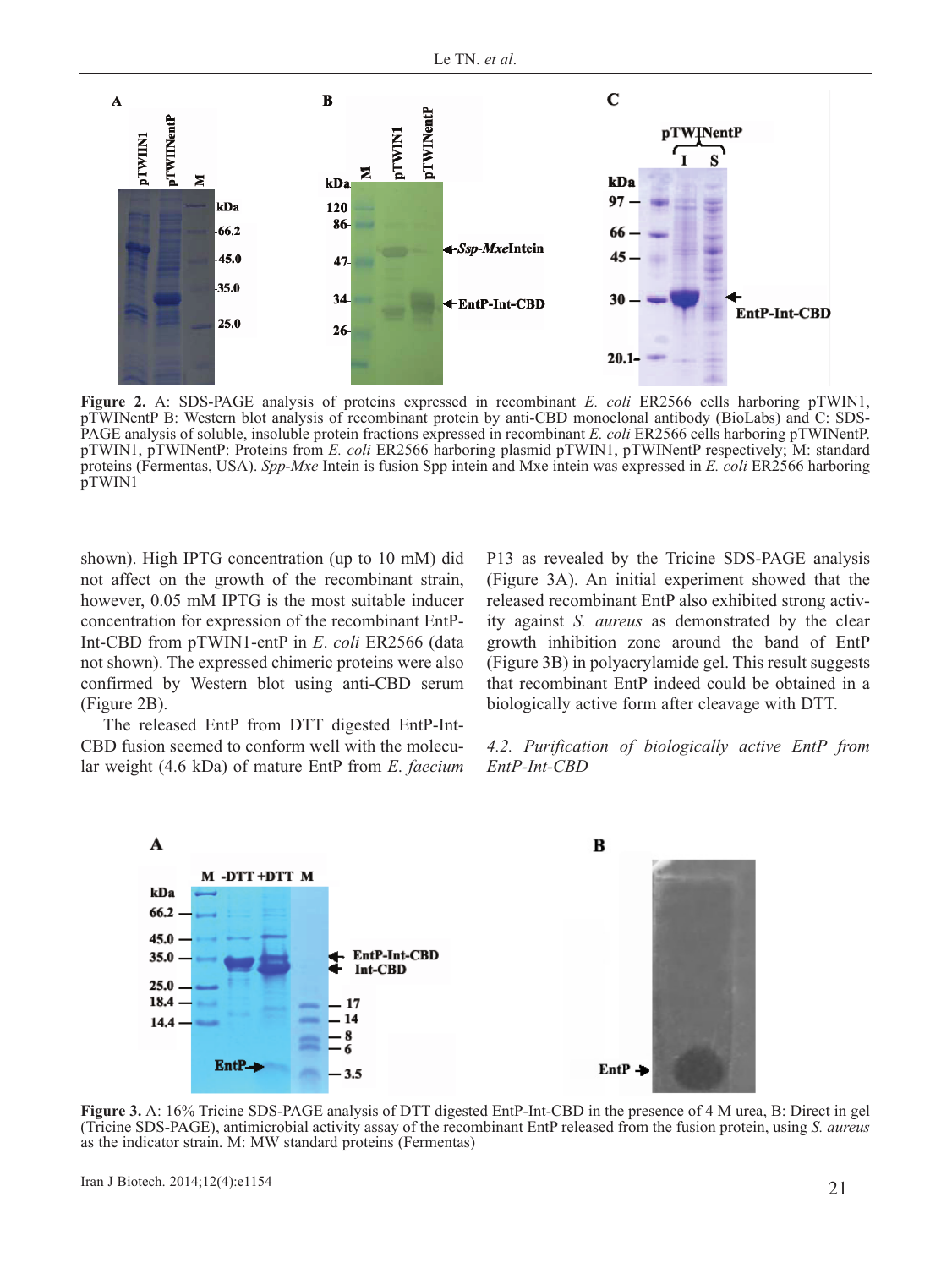**Figure 2.** A: SDS-PAGE analysis of proteins expressed in recombinant *E. coli* ER2566 cells harboring pTWIN1, pTWINentP B: Western blot analysis of recombinant protein by anti-CBD monoclonal antibody (BioLabs) and C: SDS-PAGE analysis of soluble, insoluble protein fractions expressed in recombinant *E. coli* ER2566 cells harboring pTWINentP. pTWIN1, pTWINentP: Proteins from *E. coli* ER2566 harboring plasmid pTWIN1, pTWINentP respectively; M: standard proteins (Fermentas, USA). *Spp-Mxe* Intein is fusion Spp intein and Mxe intein was expressed in *E. coli* ER2566 harboring pTWIN1

shown). High IPTG concentration (up to 10 mM) did not affect on the growth of the recombinant strain, however, 0.05 mM IPTG is the most suitable inducer concentration for expression of the recombinant EntP-Int-CBD from pTWIN1-entP in *E. coli* ER2566 (data not shown). The expressed chimeric proteins were also confirmed by Western blot using anti-CBD serum (Figure 2B).

The released EntP from DTT digested EntP-Int-CBD fusion seemed to conform well with the molecular weight (4.6 kDa) of mature EntP from *E. faecium* P13 as revealed by the Tricine SDS-PAGE analysis (Figure 3A). An initial experiment showed that the released recombinant EntP also exhibited strong activity against *S. aureus* as demonstrated by the clear growth inhibition zone around the band of EntP (Figure 3B) in polyacrylamide gel. This result suggests that recombinant EntP indeed could be obtained in a biologically active form after cleavage with DTT.

### *4.2. Purification of biologically active EntP from EntP-Int-CBD*

**Figure 3.** A: 16% Tricine SDS-PAGE analysis of DTT digested EntP-Int-CBD in the presence of 4 M urea, B: Direct in gel (Tricine SDS-PAGE), antimicrobial activity assay of the recombinant EntP released from the fusion protein, using *S. aureus* as the indicator strain. M: MW standard proteins (Fermentas)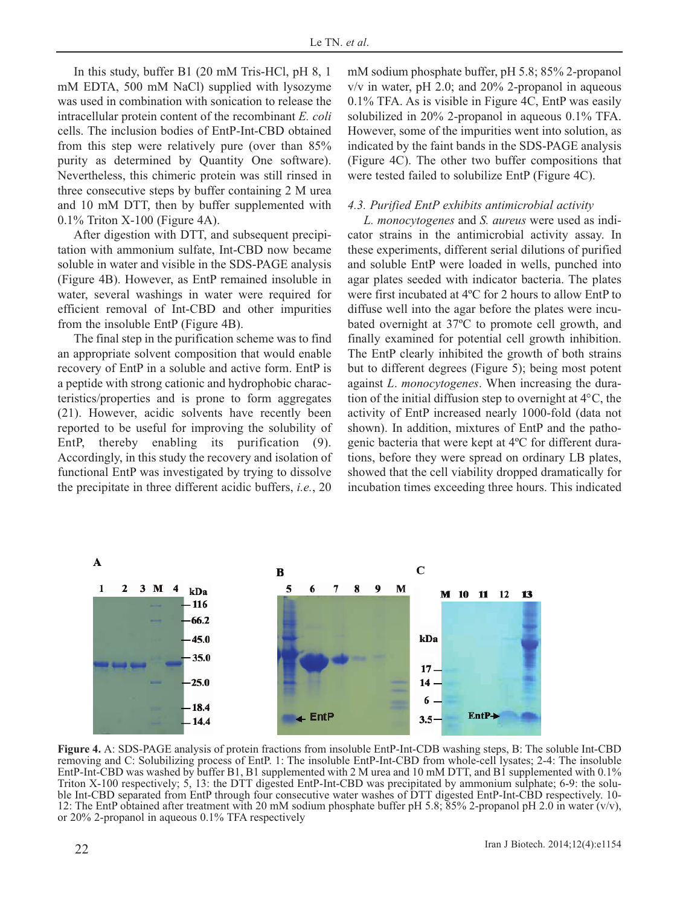In this study, buffer B1 (20 mM Tris-HCl, pH 8, 1 mM EDTA, 500 mM NaCl) supplied with lysozyme was used in combination with sonication to release the intracellular protein content of the recombinant *E. coli* cells. The inclusion bodies of EntP-Int-CBD obtained from this step were relatively pure (over than 85% purity as determined by Quantity One software). Nevertheless, this chimeric protein was still rinsed in three consecutive steps by buffer containing 2 M urea and 10 mM DTT, then by buffer supplemented with 0.1% Triton X-100 (Figure 4A).

After digestion with DTT, and subsequent precipitation with ammonium sulfate, Int-CBD now became soluble in water and visible in the SDS-PAGE analysis (Figure 4B). However, as EntP remained insoluble in water, several washings in water were required for efficient removal of Int-CBD and other impurities from the insoluble EntP (Figure 4B).

The final step in the purification scheme was to find an appropriate solvent composition that would enable recovery of EntP in a soluble and active form. EntP is a peptide with strong cationic and hydrophobic characteristics/properties and is prone to form aggregates (21). However, acidic solvents have recently been reported to be useful for improving the solubility of EntP, thereby enabling its purification (9). Accordingly, in this study the recovery and isolation of functional EntP was investigated by trying to dissolve the precipitate in three different acidic buffers, *i.e.*, 20 mM sodium phosphate buffer, pH 5.8; 85% 2-propanol v/v in water, pH 2.0; and 20% 2-propanol in aqueous 0.1% TFA. As is visible in Figure 4C, EntP was easily solubilized in 20% 2-propanol in aqueous 0.1% TFA. However, some of the impurities went into solution, as indicated by the faint bands in the SDS-PAGE analysis (Figure 4C). The other two buffer compositions that were tested failed to solubilize EntP (Figure 4C).

### *4.3. Purified EntP exhibits antimicrobial activity*

*L. monocytogenes* and *S. aureus* were used as indicator strains in the antimicrobial activity assay. In these experiments, different serial dilutions of purified and soluble EntP were loaded in wells, punched into agar plates seeded with indicator bacteria. The plates were first incubated at 4ºC for 2 hours to allow EntP to diffuse well into the agar before the plates were incubated overnight at 37ºC to promote cell growth, and finally examined for potential cell growth inhibition. The EntP clearly inhibited the growth of both strains but to different degrees (Figure 5); being most potent against *L. monocytogenes*. When increasing the duration of the initial diffusion step to overnight at 4°C, the activity of EntP increased nearly 1000-fold (data not shown). In addition, mixtures of EntP and the pathogenic bacteria that were kept at 4ºC for different durations, before they were spread on ordinary LB plates, showed that the cell viability dropped dramatically for incubation times exceeding three hours. This indicated

**Figure 4.** A: SDS-PAGE analysis of protein fractions from insoluble EntP-Int-CDB washing steps, B: The soluble Int-CBD removing and C: Solubilizing process of EntP. 1: The insoluble EntP-Int-CBD from whole-cell lysates; 2-4: The insoluble EntP-Int-CBD was washed by buffer B1, B1 supplemented with 2 M urea and 10 mM DTT, and B1 supplemented with 0.1% Triton X-100 respectively; 5, 13: the DTT digested EntP-Int-CBD was precipitated by ammonium sulphate; 6-9: the soluble Int-CBD separated from EntP through four consecutive water washes of DTT digested EntP-Int-CBD respectively. 10-12: The EntP obtained after treatment with 20 mM sodium phosphate buffer pH 5.8; 85% 2-propanol pH 2.0 in water (v/v), or 20% 2-propanol in aqueous 0.1% TFA respectively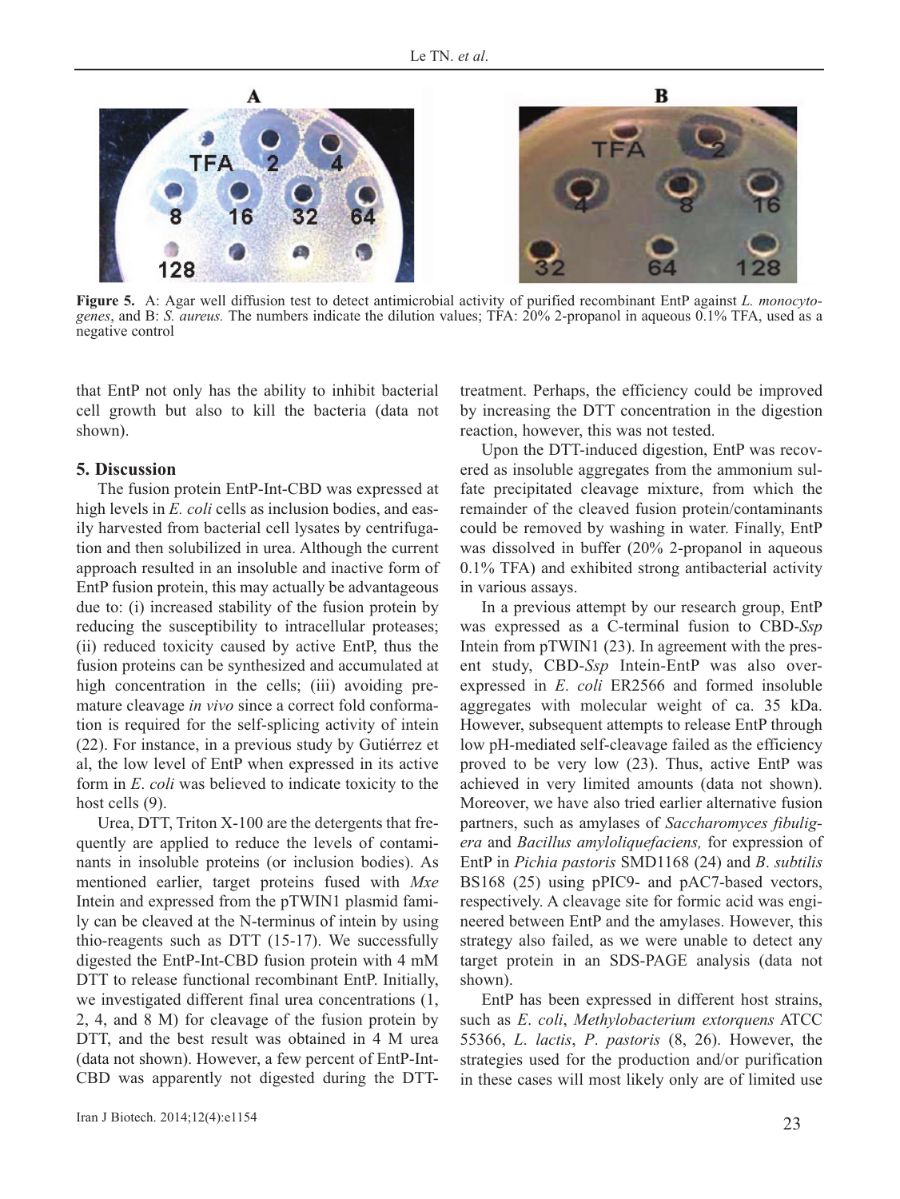**Figure 5.** A: Agar well diffusion test to detect antimicrobial activity of purified recombinant EntP against *L. monocytogenes*, and B: *S. aureus.* The numbers indicate the dilution values; TFA: 20% 2-propanol in aqueous 0.1% TFA, used as a negative control

that EntP not only has the ability to inhibit bacterial cell growth but also to kill the bacteria (data not shown).

## 5. Discussion

The fusion protein EntP-Int-CBD was expressed at high levels in *E. coli* cells as inclusion bodies, and easily harvested from bacterial cell lysates by centrifugation and then solubilized in urea. Although the current approach resulted in an insoluble and inactive form of EntP fusion protein, this may actually be advantageous due to: (i) increased stability of the fusion protein by reducing the susceptibility to intracellular proteases; (ii) reduced toxicity caused by active EntP, thus the fusion proteins can be synthesized and accumulated at high concentration in the cells; (iii) avoiding premature cleavage *in vivo* since a correct fold conformation is required for the self-splicing activity of intein (22). For instance, in a previous study by Gutiérrez et al, the low level of EntP when expressed in its active form in *E. coli* was believed to indicate toxicity to the host cells (9).

Urea, DTT, Triton X-100 are the detergents that frequently are applied to reduce the levels of contaminants in insoluble proteins (or inclusion bodies). As mentioned earlier, target proteins fused with *Mxe* Intein and expressed from the pTWIN1 plasmid family can be cleaved at the N-terminus of intein by using thio-reagents such as DTT (15-17). We successfully digested the EntP-Int-CBD fusion protein with 4 mM DTT to release functional recombinant EntP. Initially, we investigated different final urea concentrations (1, 2, 4, and 8 M) for cleavage of the fusion protein by DTT, and the best result was obtained in 4 M urea (data not shown). However, a few percent of EntP-Int-CBD was apparently not digested during the DTT-treatment. Perhaps, the efficiency could be improved by increasing the DTT concentration in the digestion reaction, however, this was not tested.

Upon the DTT-induced digestion, EntP was recovered as insoluble aggregates from the ammonium sulfate precipitated cleavage mixture, from which the remainder of the cleaved fusion protein/contaminants could be removed by washing in water. Finally, EntP was dissolved in buffer (20% 2-propanol in aqueous 0.1% TFA) and exhibited strong antibacterial activity in various assays.

In a previous attempt by our research group, EntP was expressed as a C-terminal fusion to CBD-*Ssp* Intein from pTWIN1 (23). In agreement with the present study, CBD-*Ssp* Intein-EntP was also overexpressed in *E. coli* ER2566 and formed insoluble aggregates with molecular weight of ca. 35 kDa. However, subsequent attempts to release EntP through low pH-mediated self-cleavage failed as the efficiency proved to be very low (23). Thus, active EntP was achieved in very limited amounts (data not shown). Moreover, we have also tried earlier alternative fusion partners, such as amylases of *Saccharomyces fibuligera* and *Bacillus amyloliquefaciens,* for expression of EntP in *Pichia pastoris* SMD1168 (24) and *B. subtilis* BS168 (25) using pPIC9- and pAC7-based vectors, respectively. A cleavage site for formic acid was engineered between EntP and the amylases. However, this strategy also failed, as we were unable to detect any target protein in an SDS-PAGE analysis (data not shown).

EntP has been expressed in different host strains, such as *E. coli*, *Methylobacterium extorquens* ATCC 55366, *L. lactis*, *P. pastoris* (8, 26). However, the strategies used for the production and/or purification in these cases will most likely only are of limited use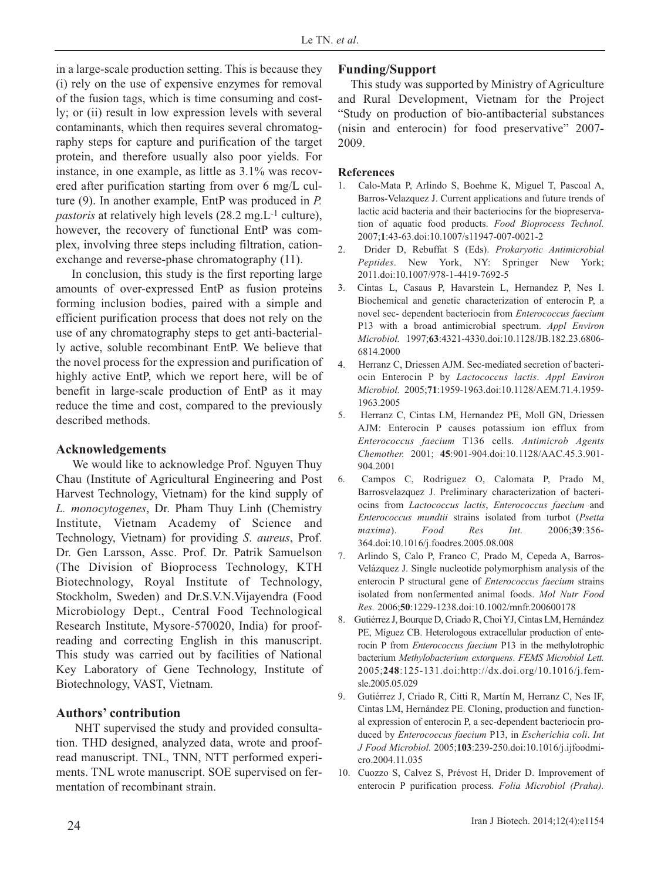in a large-scale production setting. This is because they (i) rely on the use of expensive enzymes for removal of the fusion tags, which is time consuming and costly; or (ii) result in low expression levels with several contaminants, which then requires several chromatography steps for capture and purification of the target protein, and therefore usually also poor yields. For instance, in one example, as little as 3.1% was recovered after purification starting from over 6 mg/L culture (9). In another example, EntP was produced in *P. pastoris* at relatively high levels (28.2 mg.L$^{-1}$ culture), however, the recovery of functional EntP was complex, involving three steps including filtration, cation-exchange and reverse-phase chromatography (11).

In conclusion, this study is the first reporting large amounts of over-expressed EntP as fusion proteins forming inclusion bodies, paired with a simple and efficient purification process that does not rely on the use of any chromatography steps to get anti-bacterially active, soluble recombinant EntP. We believe that the novel process for the expression and purification of highly active EntP, which we report here, will be of benefit in large-scale production of EntP as it may reduce the time and cost, compared to the previously described methods.

## Acknowledgements

We would like to acknowledge Prof. Nguyen Thuy Chau (Institute of Agricultural Engineering and Post Harvest Technology, Vietnam) for the kind supply of *L. monocytogenes*, Dr. Pham Thuy Linh (Chemistry Institute, Vietnam Academy of Science and Technology, Vietnam) for providing *S. aureus*, Prof. Dr. Gen Larsson, Assc. Prof. Dr. Patrik Samuelson (The Division of Bioprocess Technology, KTH Biotechnology, Royal Institute of Technology, Stockholm, Sweden) and Dr.S.V.N.Vijayendra (Food Microbiology Dept., Central Food Technological Research Institute, Mysore-570020, India) for proof-reading and correcting English in this manuscript. This study was carried out by facilities of National Key Laboratory of Gene Technology, Institute of Biotechnology, VAST, Vietnam.

## Authors' contribution

NHT supervised the study and provided consultation. THD designed, analyzed data, wrote and proof-read manuscript. TNL, TNN, NTT performed experiments. TNL wrote manuscript. SOE supervised on fermentation of recombinant strain.

## Funding/Support

This study was supported by Ministry of Agriculture and Rural Development, Vietnam for the Project "Study on production of bio-antibacterial substances (nisin and enterocin) for food preservative" 2007-2009.

## References

1. Calo-Mata P, Arlindo S, Boehme K, Miguel T, Pascoal A, Barros-Velazquez J. Current applications and future trends of lactic acid bacteria and their bacteriocins for the biopreservation of aquatic food products. *Food Bioprocess Technol.* 2007;**1**:43-63.doi:10.1007/s11947-007-0021-2
2. Drider D, Rebuffat S (Eds). *Prokaryotic Antimicrobial Peptides*. New York, NY: Springer New York; 2011.doi:10.1007/978-1-4419-7692-5
3. Cintas L, Casaus P, Havarstein L, Hernandez P, Nes I. Biochemical and genetic characterization of enterocin P, a novel sec- dependent bacteriocin from *Enterococcus faecium* P13 with a broad antimicrobial spectrum. *Appl Environ Microbiol.* 1997;**63**:4321-4330.doi:10.1128/JB.182.23.6806-6814.2000
4. Herranz C, Driessen AJM. Sec-mediated secretion of bacteriocin Enterocin P by *Lactococcus lactis*. *Appl Environ Microbiol.* 2005;**71**:1959-1963.doi:10.1128/AEM.71.4.1959-1963.2005
5. Herranz C, Cintas LM, Hernandez PE, Moll GN, Driessen AJM: Enterocin P causes potassium ion efflux from *Enterococcus faecium* T136 cells. *Antimicrob Agents Chemother.* 2001; **45**:901-904.doi:10.1128/AAC.45.3.901-904.2001
6. Campos C, Rodriguez O, Calomata P, Prado M, Barrosvelazquez J. Preliminary characterization of bacteriocins from *Lactococcus lactis*, *Enterococcus faecium* and *Enterococcus mundtii* strains isolated from turbot (*Psetta maxima*). *Food Res Int.* 2006;**39**:356-364.doi:10.1016/j.foodres.2005.08.008
7. Arlindo S, Calo P, Franco C, Prado M, Cepeda A, Barros-Velázquez J. Single nucleotide polymorphism analysis of the enterocin P structural gene of *Enterococcus faecium* strains isolated from nonfermented animal foods. *Mol Nutr Food Res.* 2006;**50**:1229-1238.doi:10.1002/mnfr.200600178
8. Gutiérrez J, Bourque D, Criado R, Choi YJ, Cintas LM, Hernández PE, Míguez CB. Heterologous extracellular production of enterocin P from *Enterococcus faecium* P13 in the methylotrophic bacterium *Methylobacterium extorquens*. *FEMS Microbiol Lett.* 2005;**248**:125-131.doi:http://dx.doi.org/10.1016/j.femsle.2005.05.029
9. Gutiérrez J, Criado R, Citti R, Martín M, Herranz C, Nes IF, Cintas LM, Hernández PE. Cloning, production and functional expression of enterocin P, a sec-dependent bacteriocin produced by *Enterococcus faecium* P13, in *Escherichia coli*. *Int J Food Microbiol.* 2005;**103**:239-250.doi:10.1016/j.ijfoodmicro.2004.11.035
10. Cuozzo S, Calvez S, Prévost H, Drider D. Improvement of enterocin P purification process. *Folia Microbiol (Praha).*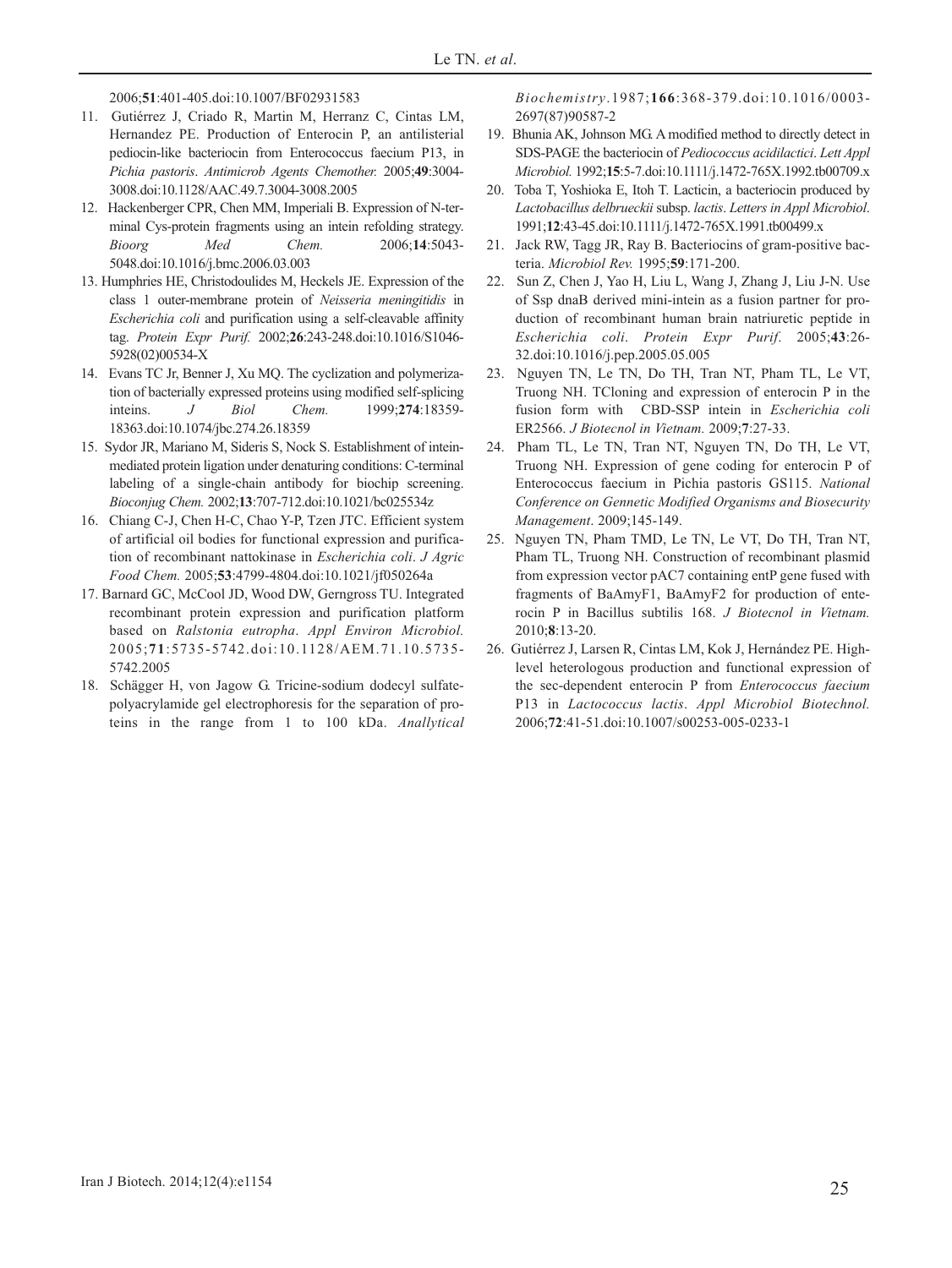2006;**51**:401-405.doi:10.1007/BF02931583

11. Gutiérrez J, Criado R, Martin M, Herranz C, Cintas LM, Hernandez PE. Production of Enterocin P, an antilisterial pediocin-like bacteriocin from Enterococcus faecium P13, in *Pichia pastoris*. *Antimicrob Agents Chemother.* 2005;**49**:3004-3008.doi:10.1128/AAC.49.7.3004-3008.2005
12. Hackenberger CPR, Chen MM, Imperiali B. Expression of N-terminal Cys-protein fragments using an intein refolding strategy. *Bioorg Med Chem.* 2006;**14**:5043-5048.doi:10.1016/j.bmc.2006.03.003
13. Humphries HE, Christodoulides M, Heckels JE. Expression of the class 1 outer-membrane protein of *Neisseria meningitidis* in *Escherichia coli* and purification using a self-cleavable affinity tag. *Protein Expr Purif.* 2002;**26**:243-248.doi:10.1016/S1046-5928(02)00534-X
14. Evans TC Jr, Benner J, Xu MQ. The cyclization and polymerization of bacterially expressed proteins using modified self-splicing inteins. *J Biol Chem.* 1999;**274**:18359-18363.doi:10.1074/jbc.274.26.18359
15. Sydor JR, Mariano M, Sideris S, Nock S. Establishment of intein-mediated protein ligation under denaturing conditions: C-terminal labeling of a single-chain antibody for biochip screening. *Bioconjug Chem.* 2002;**13**:707-712.doi:10.1021/bc025534z
16. Chiang C-J, Chen H-C, Chao Y-P, Tzen JTC. Efficient system of artificial oil bodies for functional expression and purification of recombinant nattokinase in *Escherichia coli*. *J Agric Food Chem.* 2005;**53**:4799-4804.doi:10.1021/jf050264a
17. Barnard GC, McCool JD, Wood DW, Gerngross TU. Integrated recombinant protein expression and purification platform based on *Ralstonia eutropha*. *Appl Environ Microbiol.* 2005;**71**:5735-5742.doi:10.1128/AEM.71.10.5735-5742.2005
18. Schägger H, von Jagow G. Tricine-sodium dodecyl sulfate-polyacrylamide gel electrophoresis for the separation of proteins in the range from 1 to 100 kDa. *Anallytical Biochemistry*.1987;**166**:368-379.doi:10.1016/0003-2697(87)90587-2
19. Bhunia AK, Johnson MG. A modified method to directly detect in SDS-PAGE the bacteriocin of *Pediococcus acidilactici*. *Lett Appl Microbiol.* 1992;**15**:5-7.doi:10.1111/j.1472-765X.1992.tb00709.x
20. Toba T, Yoshioka E, Itoh T. Lacticin, a bacteriocin produced by *Lactobacillus delbrueckii* subsp. *lactis*. *Letters in Appl Microbiol*. 1991;**12**:43-45.doi:10.1111/j.1472-765X.1991.tb00499.x
21. Jack RW, Tagg JR, Ray B. Bacteriocins of gram-positive bacteria. *Microbiol Rev.* 1995;**59**:171-200.
22. Sun Z, Chen J, Yao H, Liu L, Wang J, Zhang J, Liu J-N. Use of Ssp dnaB derived mini-intein as a fusion partner for production of recombinant human brain natriuretic peptide in *Escherichia coli*. *Protein Expr Purif*. 2005;**43**:26-32.doi:10.1016/j.pep.2005.05.005
23. Nguyen TN, Le TN, Do TH, Tran NT, Pham TL, Le VT, Truong NH. TCloning and expression of enterocin P in the fusion form with CBD-SSP intein in *Escherichia coli* ER2566. *J Biotecnol in Vietnam.* 2009;**7**:27-33.
24. Pham TL, Le TN, Tran NT, Nguyen TN, Do TH, Le VT, Truong NH. Expression of gene coding for enterocin P of Enterococcus faecium in Pichia pastoris GS115. *National Conference on Gennetic Modified Organisms and Biosecurity Management*. 2009;145-149.
25. Nguyen TN, Pham TMD, Le TN, Le VT, Do TH, Tran NT, Pham TL, Truong NH. Construction of recombinant plasmid from expression vector pAC7 containing entP gene fused with fragments of BaAmyF1, BaAmyF2 for production of enterocin P in Bacillus subtilis 168. *J Biotecnol in Vietnam.* 2010;**8**:13-20.
26. Gutiérrez J, Larsen R, Cintas LM, Kok J, Hernández PE. High-level heterologous production and functional expression of the sec-dependent enterocin P from *Enterococcus faecium* P13 in *Lactococcus lactis*. *Appl Microbiol Biotechnol.* 2006;**72**:41-51.doi:10.1007/s00253-005-0233-1